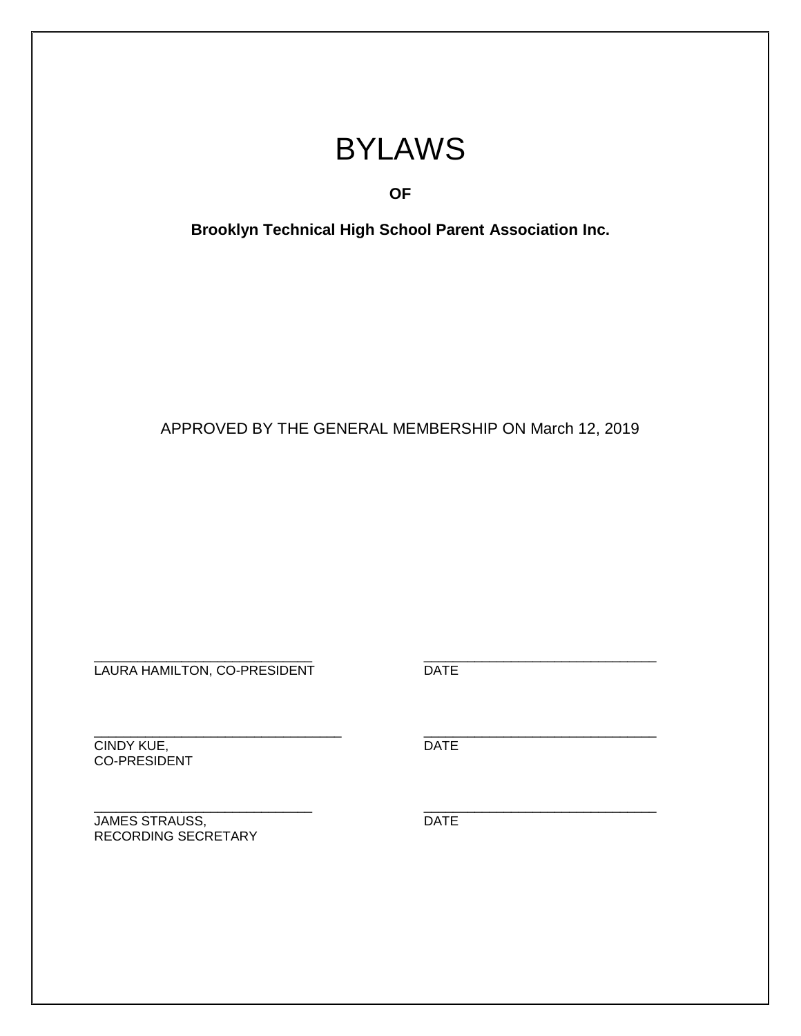# BYLAWS

**OF**

**Brooklyn Technical High School Parent Association Inc.**

APPROVED BY THE GENERAL MEMBERSHIP ON March 12, 2019

| | |
|---|---|
| _____________________________ | _____________________________ |
| LAURA HAMILTON, CO-PRESIDENT | DATE |
| _____________________________ | _____________________________ |
| CINDY KUE,<br>CO-PRESIDENT | DATE |
| _____________________________ | _____________________________ |
| JAMES STRAUSS,<br>RECORDING SECRETARY | DATE |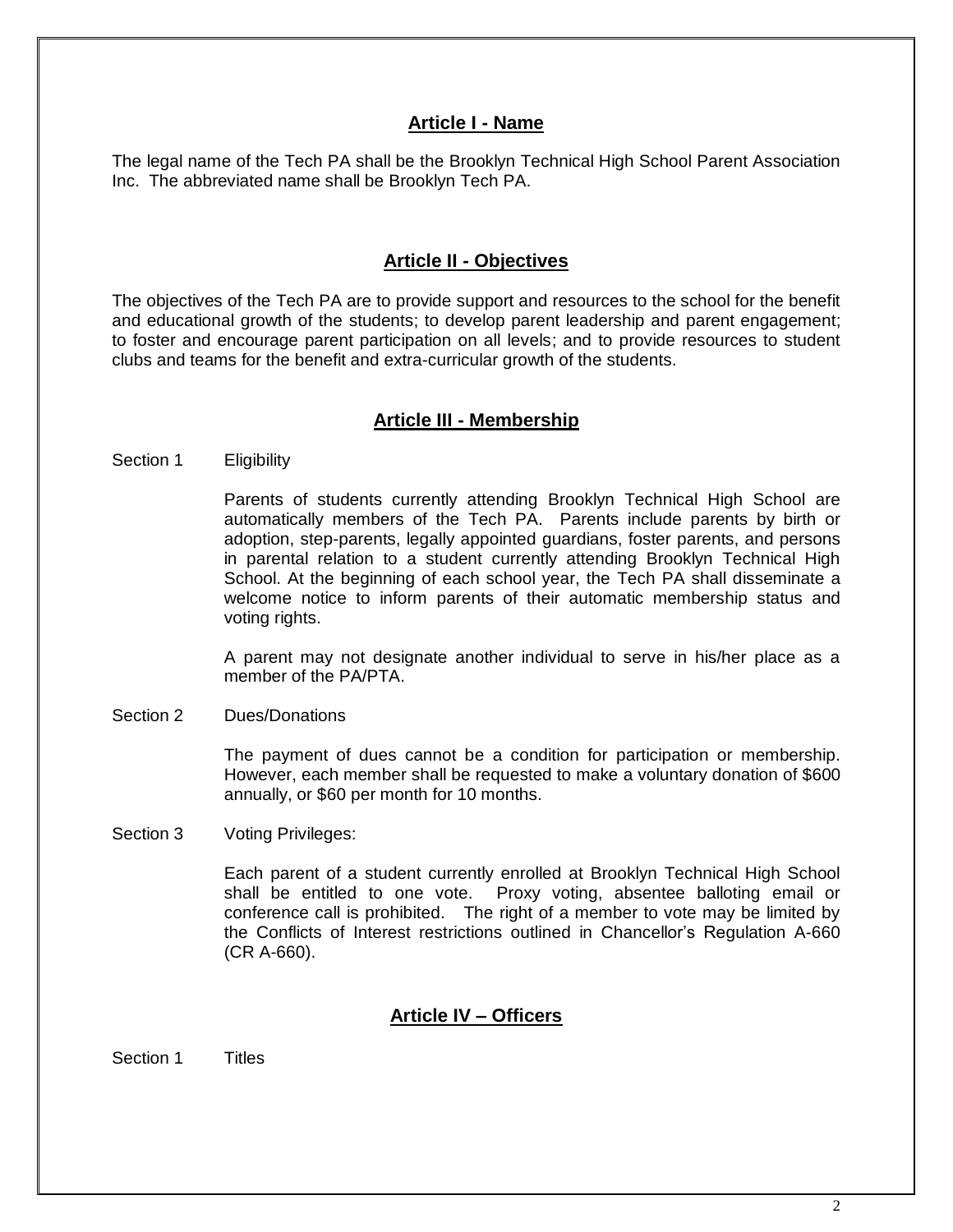## Article I - Name

The legal name of the Tech PA shall be the Brooklyn Technical High School Parent Association Inc. The abbreviated name shall be Brooklyn Tech PA.

## Article II - Objectives

The objectives of the Tech PA are to provide support and resources to the school for the benefit and educational growth of the students; to develop parent leadership and parent engagement; to foster and encourage parent participation on all levels; and to provide resources to student clubs and teams for the benefit and extra-curricular growth of the students.

## Article III - Membership

### Section 1 Eligibility

Parents of students currently attending Brooklyn Technical High School are automatically members of the Tech PA. Parents include parents by birth or adoption, step-parents, legally appointed guardians, foster parents, and persons in parental relation to a student currently attending Brooklyn Technical High School. At the beginning of each school year, the Tech PA shall disseminate a welcome notice to inform parents of their automatic membership status and voting rights.

A parent may not designate another individual to serve in his/her place as a member of the PA/PTA.

### Section 2 Dues/Donations

The payment of dues cannot be a condition for participation or membership. However, each member shall be requested to make a voluntary donation of $600 annually, or $60 per month for 10 months.

### Section 3 Voting Privileges:

Each parent of a student currently enrolled at Brooklyn Technical High School shall be entitled to one vote. Proxy voting, absentee balloting email or conference call is prohibited. The right of a member to vote may be limited by the Conflicts of Interest restrictions outlined in Chancellor's Regulation A-660 (CR A-660).

## Article IV – Officers

### Section 1 Titles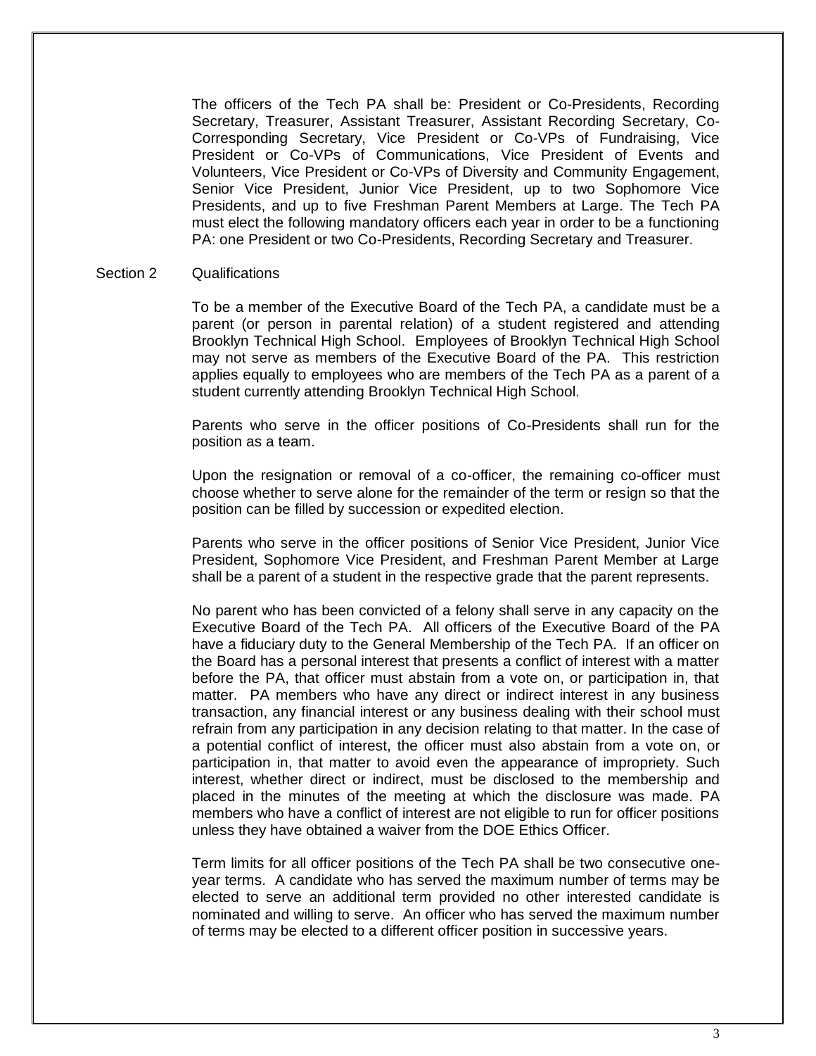The officers of the Tech PA shall be: President or Co-Presidents, Recording Secretary, Treasurer, Assistant Treasurer, Assistant Recording Secretary, Co-Corresponding Secretary, Vice President or Co-VPs of Fundraising, Vice President or Co-VPs of Communications, Vice President of Events and Volunteers, Vice President or Co-VPs of Diversity and Community Engagement, Senior Vice President, Junior Vice President, up to two Sophomore Vice Presidents, and up to five Freshman Parent Members at Large. The Tech PA must elect the following mandatory officers each year in order to be a functioning PA: one President or two Co-Presidents, Recording Secretary and Treasurer.

Section 2 Qualifications

To be a member of the Executive Board of the Tech PA, a candidate must be a parent (or person in parental relation) of a student registered and attending Brooklyn Technical High School. Employees of Brooklyn Technical High School may not serve as members of the Executive Board of the PA. This restriction applies equally to employees who are members of the Tech PA as a parent of a student currently attending Brooklyn Technical High School.

Parents who serve in the officer positions of Co-Presidents shall run for the position as a team.

Upon the resignation or removal of a co-officer, the remaining co-officer must choose whether to serve alone for the remainder of the term or resign so that the position can be filled by succession or expedited election.

Parents who serve in the officer positions of Senior Vice President, Junior Vice President, Sophomore Vice President, and Freshman Parent Member at Large shall be a parent of a student in the respective grade that the parent represents.

No parent who has been convicted of a felony shall serve in any capacity on the Executive Board of the Tech PA. All officers of the Executive Board of the PA have a fiduciary duty to the General Membership of the Tech PA. If an officer on the Board has a personal interest that presents a conflict of interest with a matter before the PA, that officer must abstain from a vote on, or participation in, that matter. PA members who have any direct or indirect interest in any business transaction, any financial interest or any business dealing with their school must refrain from any participation in any decision relating to that matter. In the case of a potential conflict of interest, the officer must also abstain from a vote on, or participation in, that matter to avoid even the appearance of impropriety. Such interest, whether direct or indirect, must be disclosed to the membership and placed in the minutes of the meeting at which the disclosure was made. PA members who have a conflict of interest are not eligible to run for officer positions unless they have obtained a waiver from the DOE Ethics Officer.

Term limits for all officer positions of the Tech PA shall be two consecutive one-year terms. A candidate who has served the maximum number of terms may be elected to serve an additional term provided no other interested candidate is nominated and willing to serve. An officer who has served the maximum number of terms may be elected to a different officer position in successive years.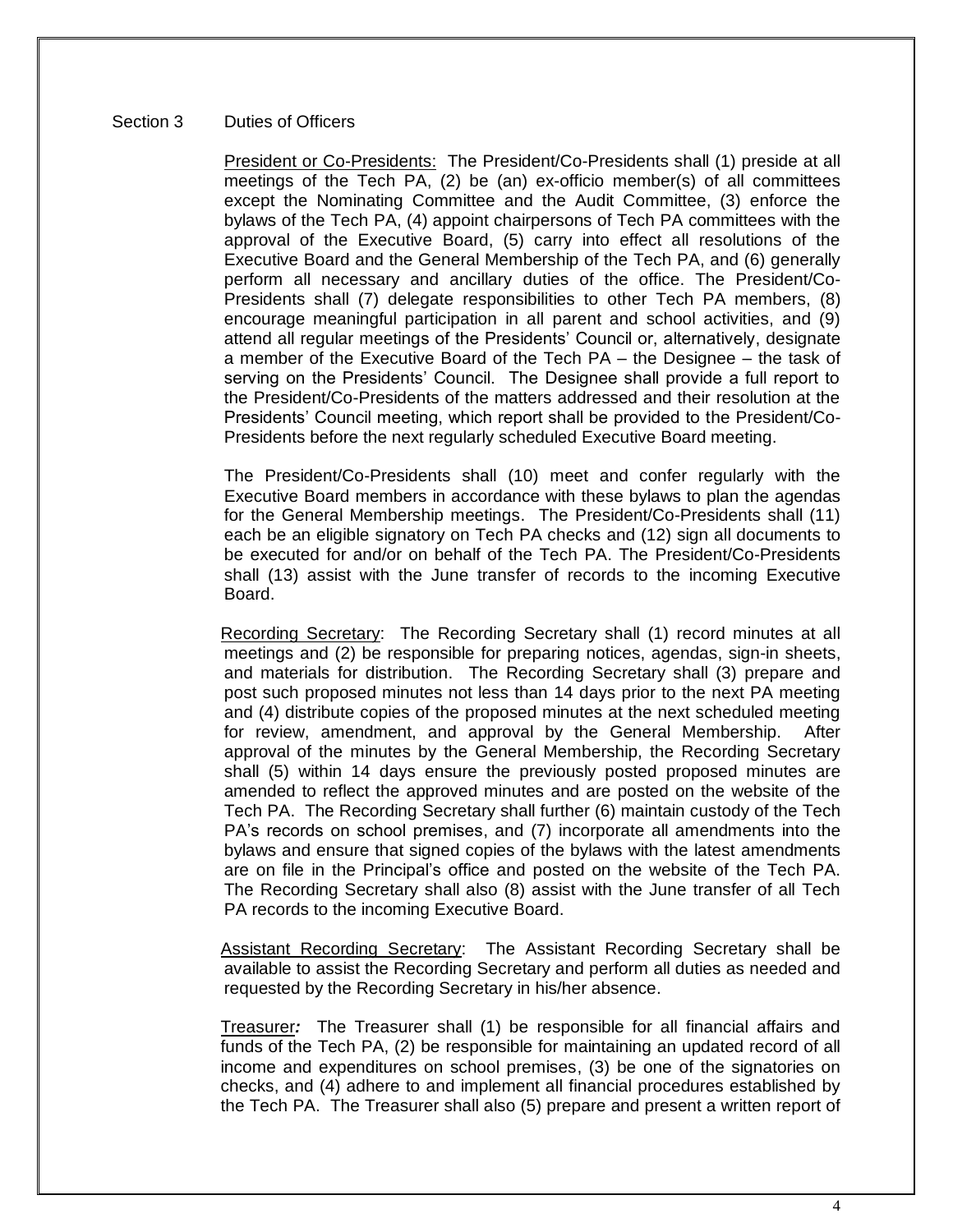## Section 3 Duties of Officers

<u>President or Co-Presidents:</u> The President/Co-Presidents shall (1) preside at all meetings of the Tech PA, (2) be (an) ex-officio member(s) of all committees except the Nominating Committee and the Audit Committee, (3) enforce the bylaws of the Tech PA, (4) appoint chairpersons of Tech PA committees with the approval of the Executive Board, (5) carry into effect all resolutions of the Executive Board and the General Membership of the Tech PA, and (6) generally perform all necessary and ancillary duties of the office. The President/Co-Presidents shall (7) delegate responsibilities to other Tech PA members, (8) encourage meaningful participation in all parent and school activities, and (9) attend all regular meetings of the Presidents' Council or, alternatively, designate a member of the Executive Board of the Tech PA – the Designee – the task of serving on the Presidents' Council. The Designee shall provide a full report to the President/Co-Presidents of the matters addressed and their resolution at the Presidents' Council meeting, which report shall be provided to the President/Co-Presidents before the next regularly scheduled Executive Board meeting.

The President/Co-Presidents shall (10) meet and confer regularly with the Executive Board members in accordance with these bylaws to plan the agendas for the General Membership meetings. The President/Co-Presidents shall (11) each be an eligible signatory on Tech PA checks and (12) sign all documents to be executed for and/or on behalf of the Tech PA. The President/Co-Presidents shall (13) assist with the June transfer of records to the incoming Executive Board.

<u>Recording Secretary</u>: The Recording Secretary shall (1) record minutes at all meetings and (2) be responsible for preparing notices, agendas, sign-in sheets, and materials for distribution. The Recording Secretary shall (3) prepare and post such proposed minutes not less than 14 days prior to the next PA meeting and (4) distribute copies of the proposed minutes at the next scheduled meeting for review, amendment, and approval by the General Membership. After approval of the minutes by the General Membership, the Recording Secretary shall (5) within 14 days ensure the previously posted proposed minutes are amended to reflect the approved minutes and are posted on the website of the Tech PA. The Recording Secretary shall further (6) maintain custody of the Tech PA's records on school premises, and (7) incorporate all amendments into the bylaws and ensure that signed copies of the bylaws with the latest amendments are on file in the Principal's office and posted on the website of the Tech PA. The Recording Secretary shall also (8) assist with the June transfer of all Tech PA records to the incoming Executive Board.

<u>Assistant Recording Secretary</u>: The Assistant Recording Secretary shall be available to assist the Recording Secretary and perform all duties as needed and requested by the Recording Secretary in his/her absence.

<u>Treasurer</u>***:*** The Treasurer shall (1) be responsible for all financial affairs and funds of the Tech PA, (2) be responsible for maintaining an updated record of all income and expenditures on school premises, (3) be one of the signatories on checks, and (4) adhere to and implement all financial procedures established by the Tech PA. The Treasurer shall also (5) prepare and present a written report of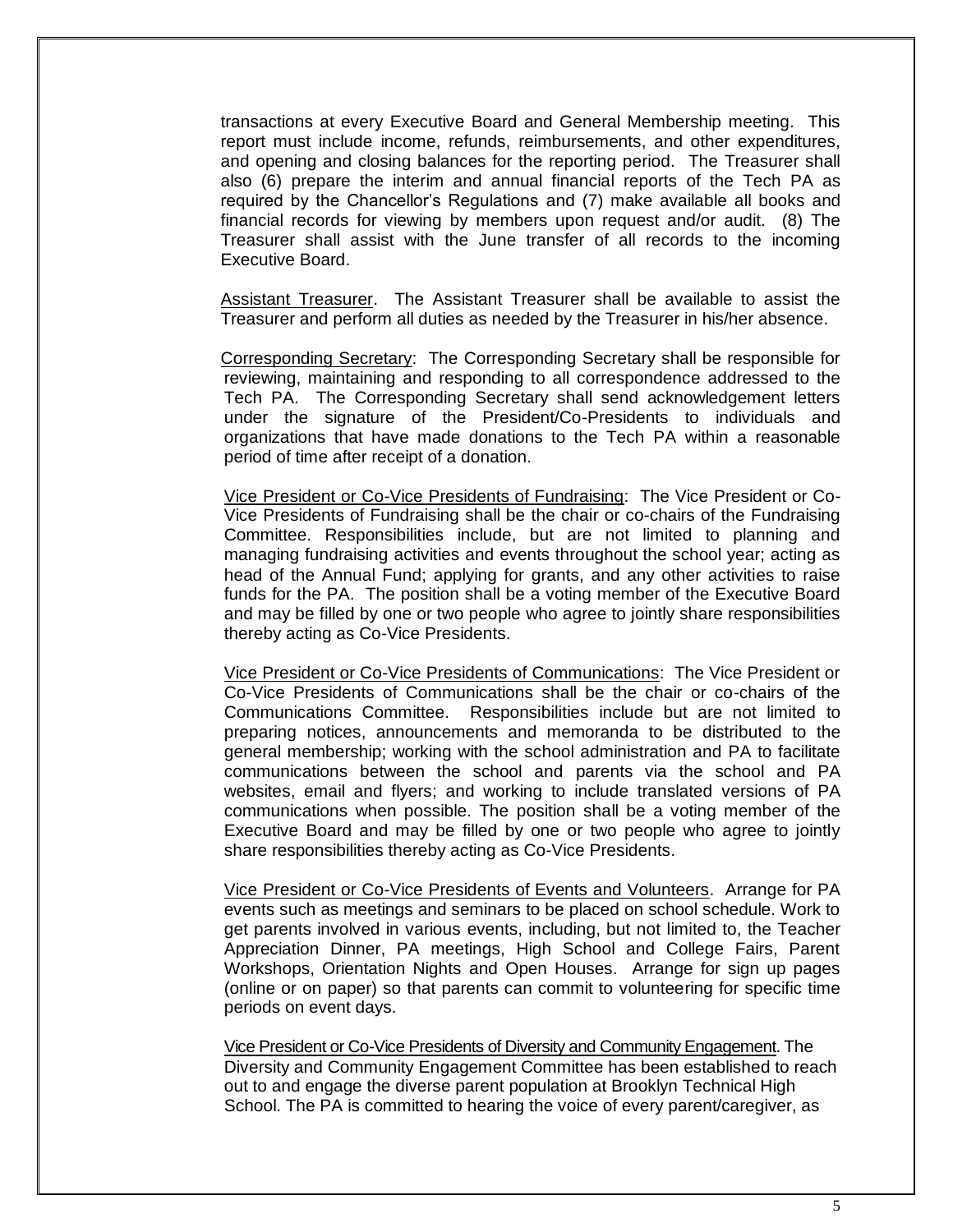transactions at every Executive Board and General Membership meeting. This report must include income, refunds, reimbursements, and other expenditures, and opening and closing balances for the reporting period. The Treasurer shall also (6) prepare the interim and annual financial reports of the Tech PA as required by the Chancellor's Regulations and (7) make available all books and financial records for viewing by members upon request and/or audit. (8) The Treasurer shall assist with the June transfer of all records to the incoming Executive Board.

<u>Assistant Treasurer</u>. The Assistant Treasurer shall be available to assist the Treasurer and perform all duties as needed by the Treasurer in his/her absence.

<u>Corresponding Secretary</u>: The Corresponding Secretary shall be responsible for reviewing, maintaining and responding to all correspondence addressed to the Tech PA. The Corresponding Secretary shall send acknowledgement letters under the signature of the President/Co-Presidents to individuals and organizations that have made donations to the Tech PA within a reasonable period of time after receipt of a donation.

<u>Vice President or Co-Vice Presidents of Fundraising</u>: The Vice President or Co-Vice Presidents of Fundraising shall be the chair or co-chairs of the Fundraising Committee. Responsibilities include, but are not limited to planning and managing fundraising activities and events throughout the school year; acting as head of the Annual Fund; applying for grants, and any other activities to raise funds for the PA. The position shall be a voting member of the Executive Board and may be filled by one or two people who agree to jointly share responsibilities thereby acting as Co-Vice Presidents.

<u>Vice President or Co-Vice Presidents of Communications</u>: The Vice President or Co-Vice Presidents of Communications shall be the chair or co-chairs of the Communications Committee. Responsibilities include but are not limited to preparing notices, announcements and memoranda to be distributed to the general membership; working with the school administration and PA to facilitate communications between the school and parents via the school and PA websites, email and flyers; and working to include translated versions of PA communications when possible. The position shall be a voting member of the Executive Board and may be filled by one or two people who agree to jointly share responsibilities thereby acting as Co-Vice Presidents.

<u>Vice President or Co-Vice Presidents of Events and Volunteers</u>. Arrange for PA events such as meetings and seminars to be placed on school schedule. Work to get parents involved in various events, including, but not limited to, the Teacher Appreciation Dinner, PA meetings, High School and College Fairs, Parent Workshops, Orientation Nights and Open Houses. Arrange for sign up pages (online or on paper) so that parents can commit to volunteering for specific time periods on event days.

<u>Vice President or Co-Vice Presidents of Diversity and Community Engagement</u>. The Diversity and Community Engagement Committee has been established to reach out to and engage the diverse parent population at Brooklyn Technical High School. The PA is committed to hearing the voice of every parent/caregiver, as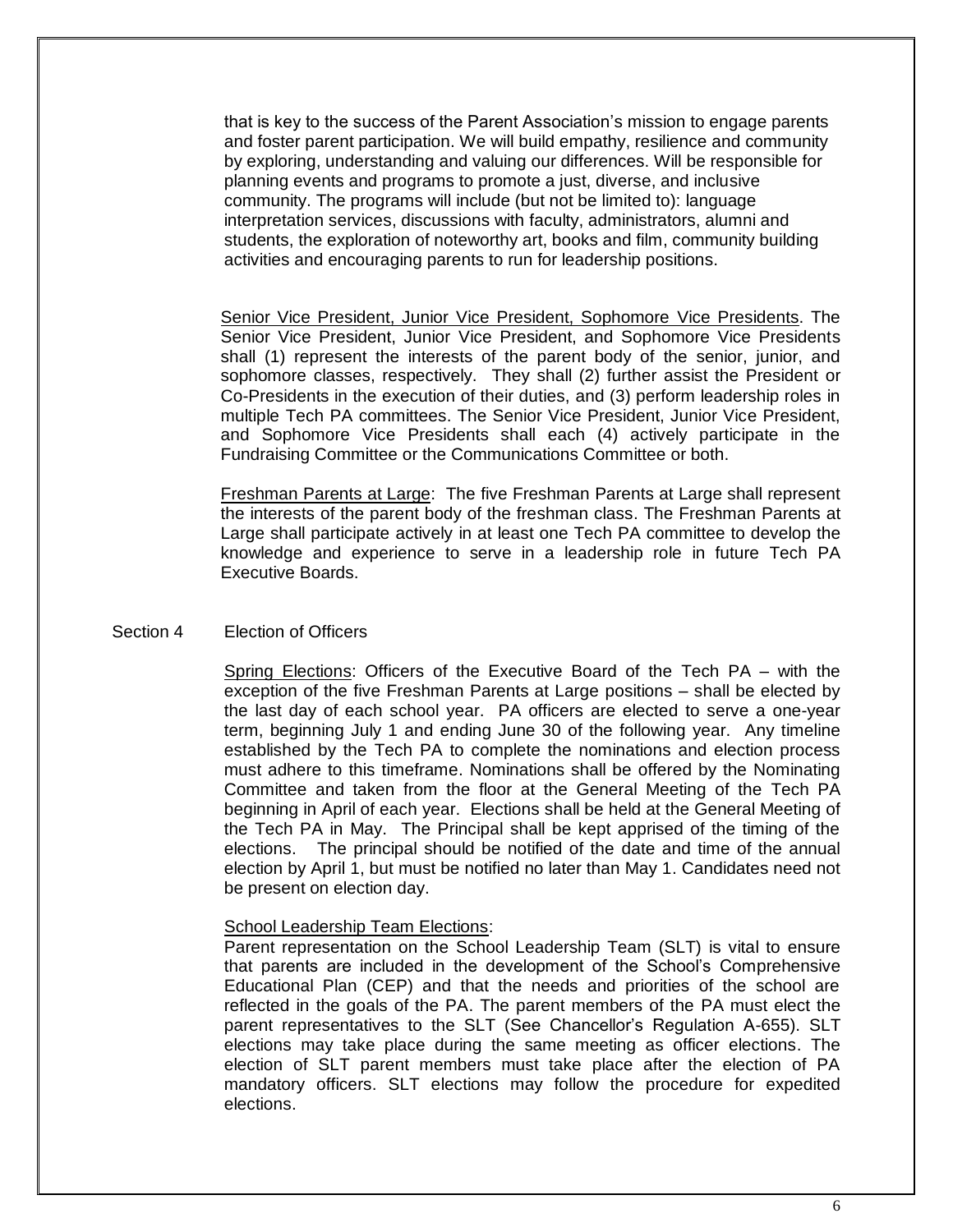that is key to the success of the Parent Association's mission to engage parents and foster parent participation. We will build empathy, resilience and community by exploring, understanding and valuing our differences. Will be responsible for planning events and programs to promote a just, diverse, and inclusive community. The programs will include (but not be limited to): language interpretation services, discussions with faculty, administrators, alumni and students, the exploration of noteworthy art, books and film, community building activities and encouraging parents to run for leadership positions.

Senior Vice President, Junior Vice President, Sophomore Vice Presidents. The Senior Vice President, Junior Vice President, and Sophomore Vice Presidents shall (1) represent the interests of the parent body of the senior, junior, and sophomore classes, respectively. They shall (2) further assist the President or Co-Presidents in the execution of their duties, and (3) perform leadership roles in multiple Tech PA committees. The Senior Vice President, Junior Vice President, and Sophomore Vice Presidents shall each (4) actively participate in the Fundraising Committee or the Communications Committee or both.

Freshman Parents at Large: The five Freshman Parents at Large shall represent the interests of the parent body of the freshman class. The Freshman Parents at Large shall participate actively in at least one Tech PA committee to develop the knowledge and experience to serve in a leadership role in future Tech PA Executive Boards.

Section 4 Election of Officers

Spring Elections: Officers of the Executive Board of the Tech PA – with the exception of the five Freshman Parents at Large positions – shall be elected by the last day of each school year. PA officers are elected to serve a one-year term, beginning July 1 and ending June 30 of the following year. Any timeline established by the Tech PA to complete the nominations and election process must adhere to this timeframe. Nominations shall be offered by the Nominating Committee and taken from the floor at the General Meeting of the Tech PA beginning in April of each year. Elections shall be held at the General Meeting of the Tech PA in May. The Principal shall be kept apprised of the timing of the elections. The principal should be notified of the date and time of the annual election by April 1, but must be notified no later than May 1. Candidates need not be present on election day.

School Leadership Team Elections:
Parent representation on the School Leadership Team (SLT) is vital to ensure that parents are included in the development of the School's Comprehensive Educational Plan (CEP) and that the needs and priorities of the school are reflected in the goals of the PA. The parent members of the PA must elect the parent representatives to the SLT (See Chancellor's Regulation A-655). SLT elections may take place during the same meeting as officer elections. The election of SLT parent members must take place after the election of PA mandatory officers. SLT elections may follow the procedure for expedited elections.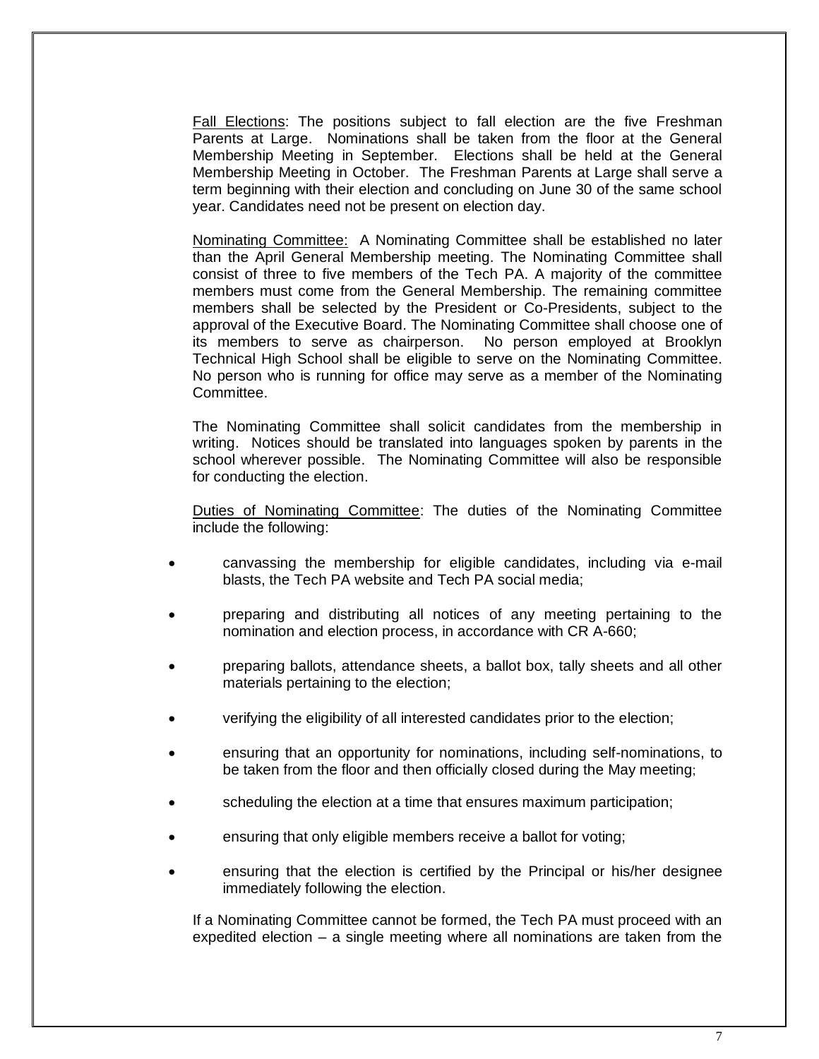<u>Fall Elections</u>: The positions subject to fall election are the five Freshman Parents at Large. Nominations shall be taken from the floor at the General Membership Meeting in September. Elections shall be held at the General Membership Meeting in October. The Freshman Parents at Large shall serve a term beginning with their election and concluding on June 30 of the same school year. Candidates need not be present on election day.

<u>Nominating Committee:</u> A Nominating Committee shall be established no later than the April General Membership meeting. The Nominating Committee shall consist of three to five members of the Tech PA. A majority of the committee members must come from the General Membership. The remaining committee members shall be selected by the President or Co-Presidents, subject to the approval of the Executive Board. The Nominating Committee shall choose one of its members to serve as chairperson. No person employed at Brooklyn Technical High School shall be eligible to serve on the Nominating Committee. No person who is running for office may serve as a member of the Nominating Committee.

The Nominating Committee shall solicit candidates from the membership in writing. Notices should be translated into languages spoken by parents in the school wherever possible. The Nominating Committee will also be responsible for conducting the election.

<u>Duties of Nominating Committee</u>: The duties of the Nominating Committee include the following:

- canvassing the membership for eligible candidates, including via e-mail blasts, the Tech PA website and Tech PA social media;
- preparing and distributing all notices of any meeting pertaining to the nomination and election process, in accordance with CR A-660;
- preparing ballots, attendance sheets, a ballot box, tally sheets and all other materials pertaining to the election;
- verifying the eligibility of all interested candidates prior to the election;
- ensuring that an opportunity for nominations, including self-nominations, to be taken from the floor and then officially closed during the May meeting;
- scheduling the election at a time that ensures maximum participation;
- ensuring that only eligible members receive a ballot for voting;
- ensuring that the election is certified by the Principal or his/her designee immediately following the election.

If a Nominating Committee cannot be formed, the Tech PA must proceed with an expedited election – a single meeting where all nominations are taken from the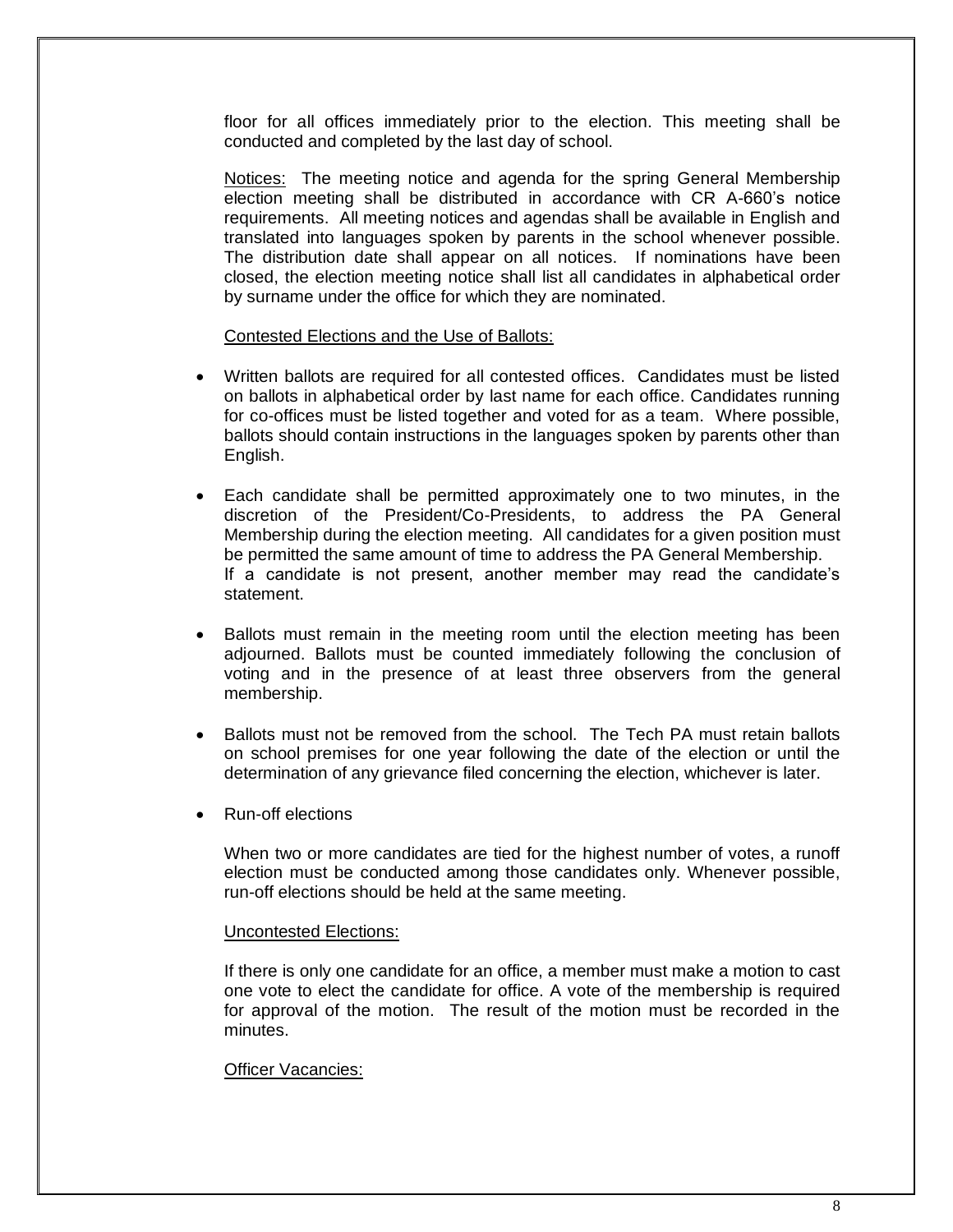floor for all offices immediately prior to the election. This meeting shall be conducted and completed by the last day of school.

Notices: The meeting notice and agenda for the spring General Membership election meeting shall be distributed in accordance with CR A-660's notice requirements. All meeting notices and agendas shall be available in English and translated into languages spoken by parents in the school whenever possible. The distribution date shall appear on all notices. If nominations have been closed, the election meeting notice shall list all candidates in alphabetical order by surname under the office for which they are nominated.

Contested Elections and the Use of Ballots:

- Written ballots are required for all contested offices. Candidates must be listed on ballots in alphabetical order by last name for each office. Candidates running for co-offices must be listed together and voted for as a team. Where possible, ballots should contain instructions in the languages spoken by parents other than English.

- Each candidate shall be permitted approximately one to two minutes, in the discretion of the President/Co-Presidents, to address the PA General Membership during the election meeting. All candidates for a given position must be permitted the same amount of time to address the PA General Membership. If a candidate is not present, another member may read the candidate's statement.

- Ballots must remain in the meeting room until the election meeting has been adjourned. Ballots must be counted immediately following the conclusion of voting and in the presence of at least three observers from the general membership.

- Ballots must not be removed from the school. The Tech PA must retain ballots on school premises for one year following the date of the election or until the determination of any grievance filed concerning the election, whichever is later.

- Run-off elections

  When two or more candidates are tied for the highest number of votes, a runoff election must be conducted among those candidates only. Whenever possible, run-off elections should be held at the same meeting.

Uncontested Elections:

If there is only one candidate for an office, a member must make a motion to cast one vote to elect the candidate for office. A vote of the membership is required for approval of the motion. The result of the motion must be recorded in the minutes.

Officer Vacancies: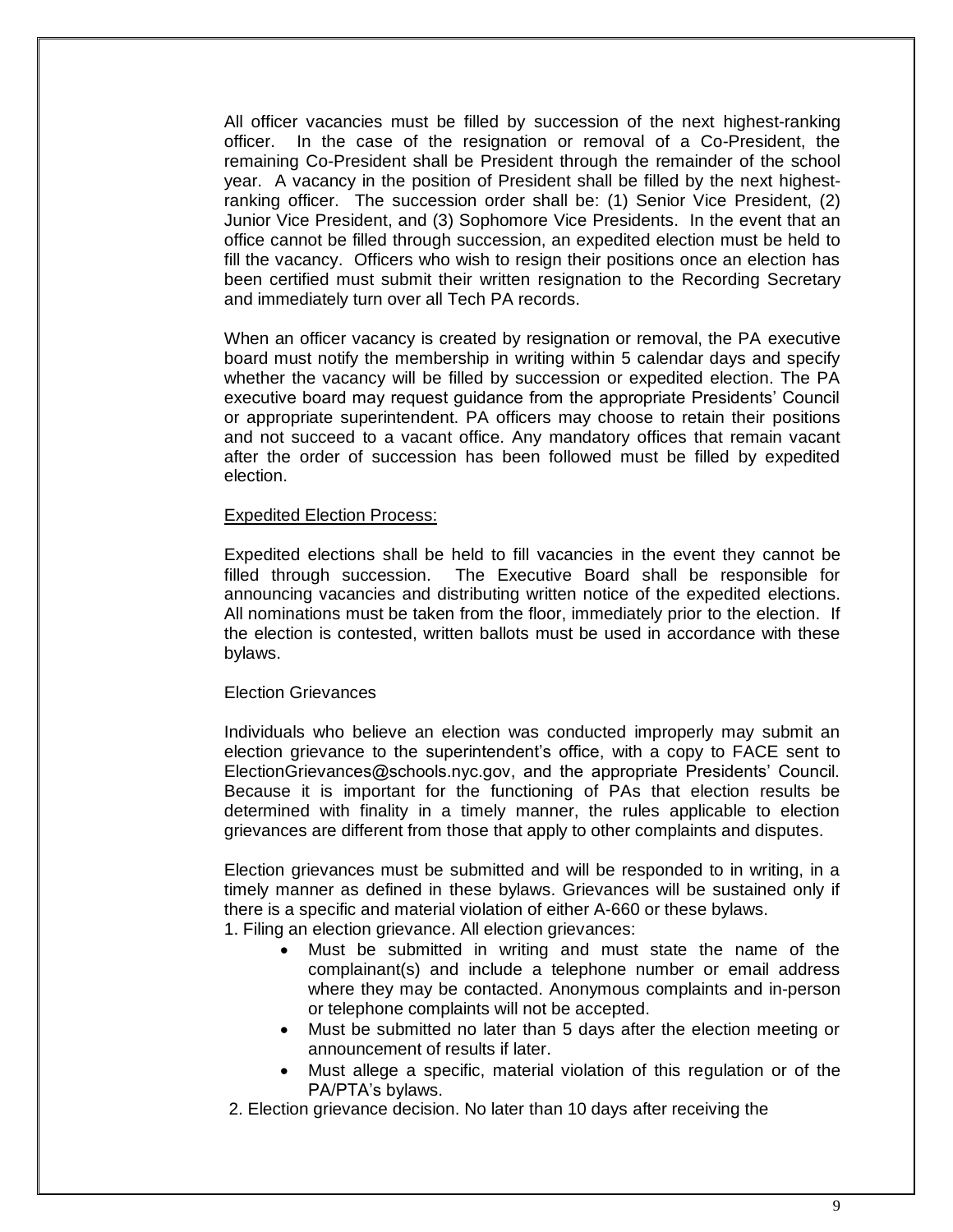All officer vacancies must be filled by succession of the next highest-ranking officer. In the case of the resignation or removal of a Co-President, the remaining Co-President shall be President through the remainder of the school year. A vacancy in the position of President shall be filled by the next highest-ranking officer. The succession order shall be: (1) Senior Vice President, (2) Junior Vice President, and (3) Sophomore Vice Presidents. In the event that an office cannot be filled through succession, an expedited election must be held to fill the vacancy. Officers who wish to resign their positions once an election has been certified must submit their written resignation to the Recording Secretary and immediately turn over all Tech PA records.

When an officer vacancy is created by resignation or removal, the PA executive board must notify the membership in writing within 5 calendar days and specify whether the vacancy will be filled by succession or expedited election. The PA executive board may request guidance from the appropriate Presidents' Council or appropriate superintendent. PA officers may choose to retain their positions and not succeed to a vacant office. Any mandatory offices that remain vacant after the order of succession has been followed must be filled by expedited election.

<u>Expedited Election Process:</u>

Expedited elections shall be held to fill vacancies in the event they cannot be filled through succession. The Executive Board shall be responsible for announcing vacancies and distributing written notice of the expedited elections. All nominations must be taken from the floor, immediately prior to the election. If the election is contested, written ballots must be used in accordance with these bylaws.

Election Grievances

Individuals who believe an election was conducted improperly may submit an election grievance to the superintendent's office, with a copy to FACE sent to ElectionGrievances@schools.nyc.gov, and the appropriate Presidents' Council. Because it is important for the functioning of PAs that election results be determined with finality in a timely manner, the rules applicable to election grievances are different from those that apply to other complaints and disputes.

Election grievances must be submitted and will be responded to in writing, in a timely manner as defined in these bylaws. Grievances will be sustained only if there is a specific and material violation of either A-660 or these bylaws.

1. Filing an election grievance. All election grievances:
    - Must be submitted in writing and must state the name of the complainant(s) and include a telephone number or email address where they may be contacted. Anonymous complaints and in-person or telephone complaints will not be accepted.
    - Must be submitted no later than 5 days after the election meeting or announcement of results if later.
    - Must allege a specific, material violation of this regulation or of the PA/PTA's bylaws.

2. Election grievance decision. No later than 10 days after receiving the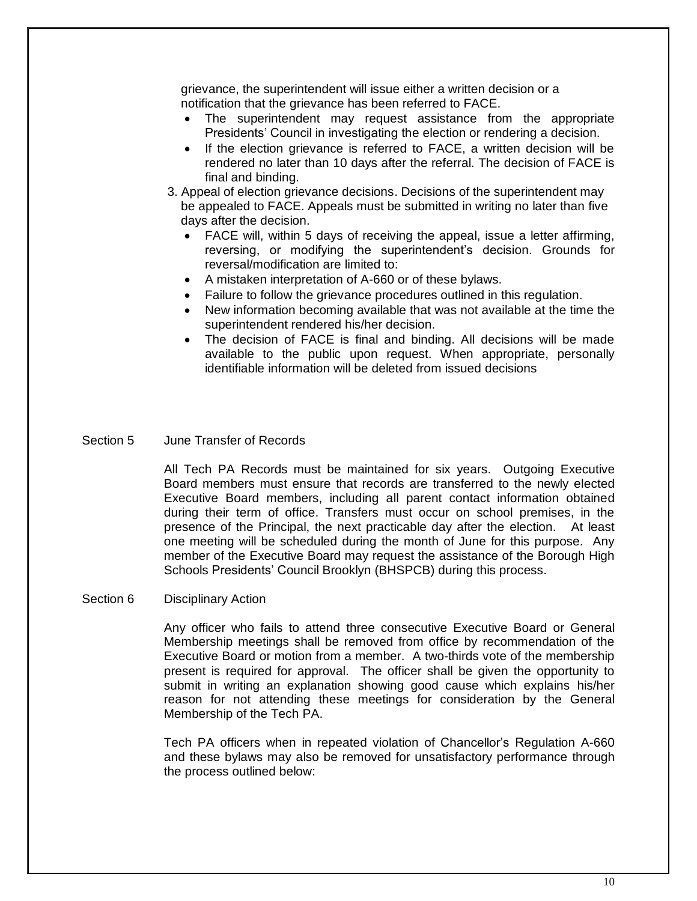grievance, the superintendent will issue either a written decision or a notification that the grievance has been referred to FACE.

- The superintendent may request assistance from the appropriate Presidents' Council in investigating the election or rendering a decision.
- If the election grievance is referred to FACE, a written decision will be rendered no later than 10 days after the referral. The decision of FACE is final and binding.

3. Appeal of election grievance decisions. Decisions of the superintendent may be appealed to FACE. Appeals must be submitted in writing no later than five days after the decision.
   - FACE will, within 5 days of receiving the appeal, issue a letter affirming, reversing, or modifying the superintendent's decision. Grounds for reversal/modification are limited to:
   - A mistaken interpretation of A-660 or of these bylaws.
   - Failure to follow the grievance procedures outlined in this regulation.
   - New information becoming available that was not available at the time the superintendent rendered his/her decision.
   - The decision of FACE is final and binding. All decisions will be made available to the public upon request. When appropriate, personally identifiable information will be deleted from issued decisions

## Section 5 June Transfer of Records

All Tech PA Records must be maintained for six years. Outgoing Executive Board members must ensure that records are transferred to the newly elected Executive Board members, including all parent contact information obtained during their term of office. Transfers must occur on school premises, in the presence of the Principal, the next practicable day after the election. At least one meeting will be scheduled during the month of June for this purpose. Any member of the Executive Board may request the assistance of the Borough High Schools Presidents' Council Brooklyn (BHSPCB) during this process.

## Section 6 Disciplinary Action

Any officer who fails to attend three consecutive Executive Board or General Membership meetings shall be removed from office by recommendation of the Executive Board or motion from a member. A two-thirds vote of the membership present is required for approval. The officer shall be given the opportunity to submit in writing an explanation showing good cause which explains his/her reason for not attending these meetings for consideration by the General Membership of the Tech PA.

Tech PA officers when in repeated violation of Chancellor's Regulation A-660 and these bylaws may also be removed for unsatisfactory performance through the process outlined below: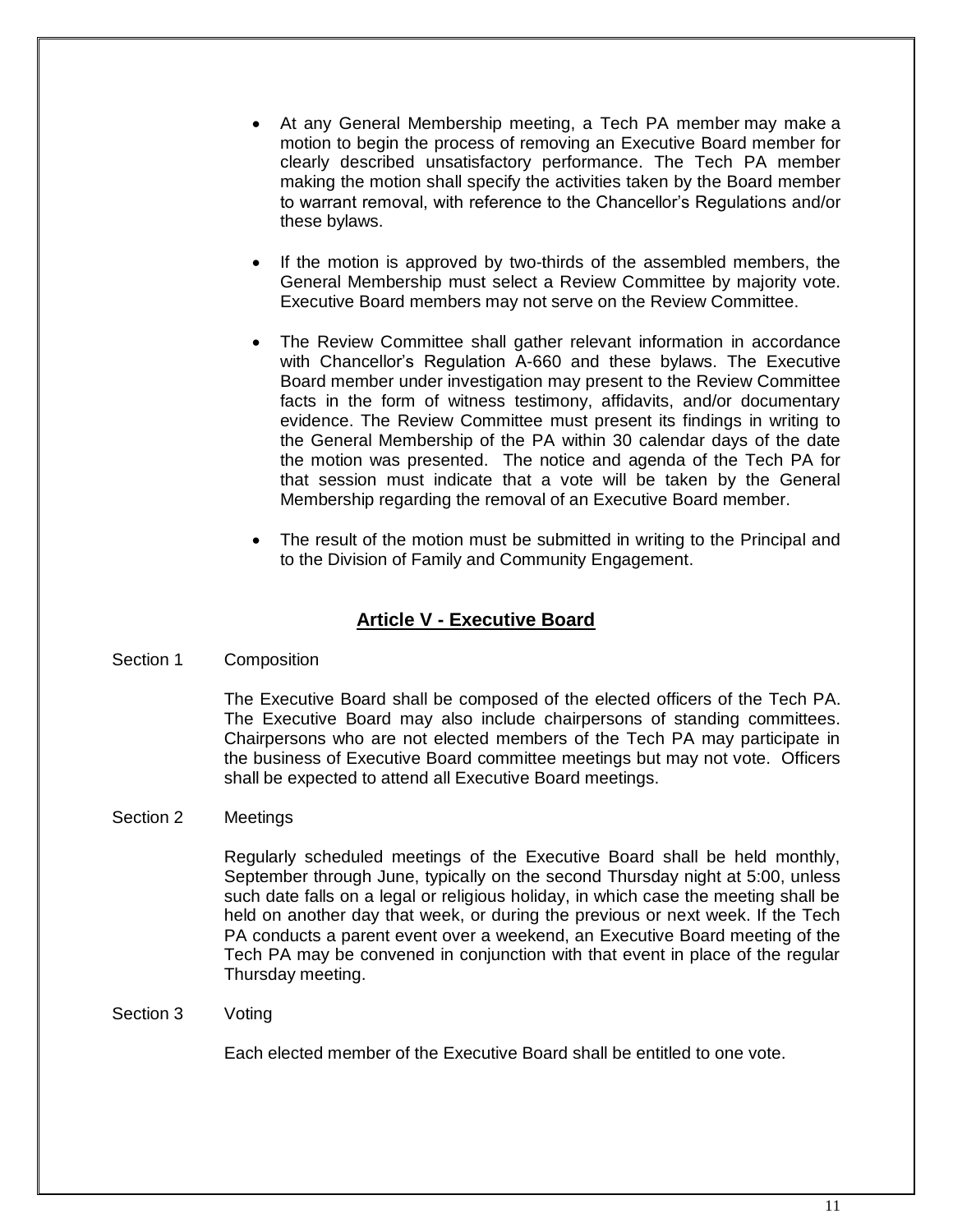- At any General Membership meeting, a Tech PA member may make a motion to begin the process of removing an Executive Board member for clearly described unsatisfactory performance. The Tech PA member making the motion shall specify the activities taken by the Board member to warrant removal, with reference to the Chancellor's Regulations and/or these bylaws.

- If the motion is approved by two-thirds of the assembled members, the General Membership must select a Review Committee by majority vote. Executive Board members may not serve on the Review Committee.

- The Review Committee shall gather relevant information in accordance with Chancellor's Regulation A-660 and these bylaws. The Executive Board member under investigation may present to the Review Committee facts in the form of witness testimony, affidavits, and/or documentary evidence. The Review Committee must present its findings in writing to the General Membership of the PA within 30 calendar days of the date the motion was presented. The notice and agenda of the Tech PA for that session must indicate that a vote will be taken by the General Membership regarding the removal of an Executive Board member.

- The result of the motion must be submitted in writing to the Principal and to the Division of Family and Community Engagement.

## Article V - Executive Board

Section 1 Composition

The Executive Board shall be composed of the elected officers of the Tech PA. The Executive Board may also include chairpersons of standing committees. Chairpersons who are not elected members of the Tech PA may participate in the business of Executive Board committee meetings but may not vote. Officers shall be expected to attend all Executive Board meetings.

Section 2 Meetings

Regularly scheduled meetings of the Executive Board shall be held monthly, September through June, typically on the second Thursday night at 5:00, unless such date falls on a legal or religious holiday, in which case the meeting shall be held on another day that week, or during the previous or next week. If the Tech PA conducts a parent event over a weekend, an Executive Board meeting of the Tech PA may be convened in conjunction with that event in place of the regular Thursday meeting.

Section 3 Voting

Each elected member of the Executive Board shall be entitled to one vote.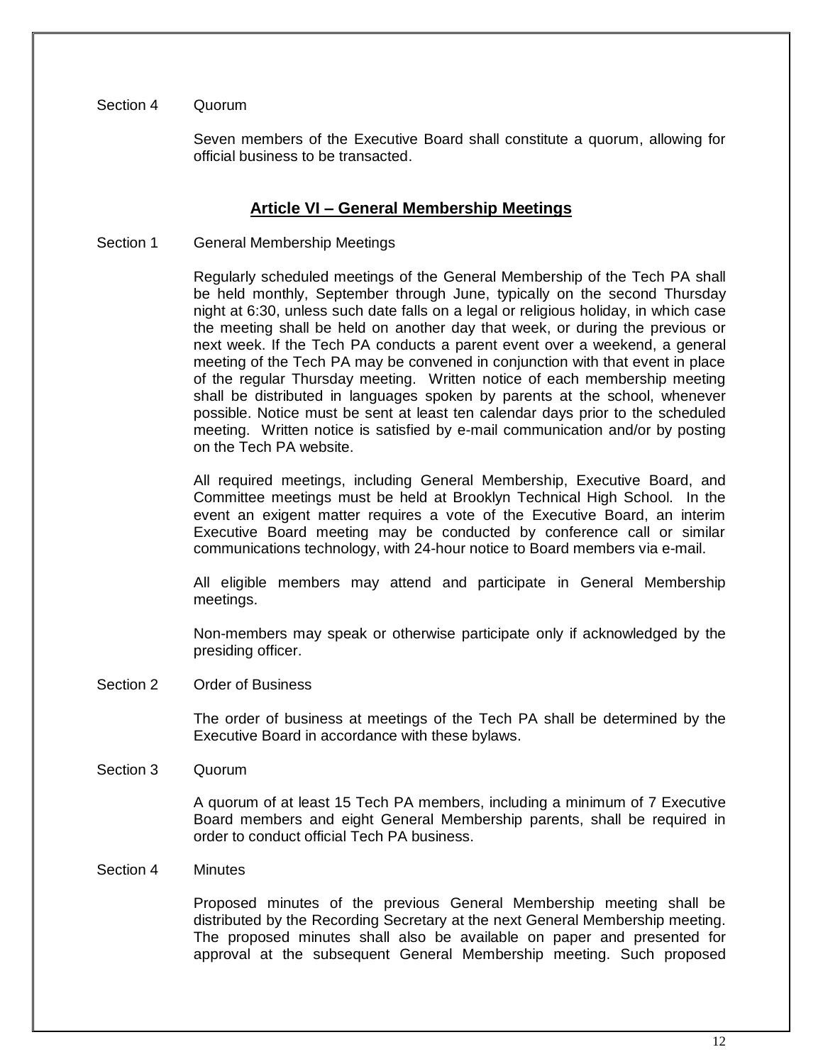Section 4 Quorum

Seven members of the Executive Board shall constitute a quorum, allowing for official business to be transacted.

## Article VI – General Membership Meetings

Section 1 General Membership Meetings

Regularly scheduled meetings of the General Membership of the Tech PA shall be held monthly, September through June, typically on the second Thursday night at 6:30, unless such date falls on a legal or religious holiday, in which case the meeting shall be held on another day that week, or during the previous or next week. If the Tech PA conducts a parent event over a weekend, a general meeting of the Tech PA may be convened in conjunction with that event in place of the regular Thursday meeting. Written notice of each membership meeting shall be distributed in languages spoken by parents at the school, whenever possible. Notice must be sent at least ten calendar days prior to the scheduled meeting. Written notice is satisfied by e-mail communication and/or by posting on the Tech PA website.

All required meetings, including General Membership, Executive Board, and Committee meetings must be held at Brooklyn Technical High School. In the event an exigent matter requires a vote of the Executive Board, an interim Executive Board meeting may be conducted by conference call or similar communications technology, with 24-hour notice to Board members via e-mail.

All eligible members may attend and participate in General Membership meetings.

Non-members may speak or otherwise participate only if acknowledged by the presiding officer.

Section 2 Order of Business

The order of business at meetings of the Tech PA shall be determined by the Executive Board in accordance with these bylaws.

Section 3 Quorum

A quorum of at least 15 Tech PA members, including a minimum of 7 Executive Board members and eight General Membership parents, shall be required in order to conduct official Tech PA business.

Section 4 Minutes

Proposed minutes of the previous General Membership meeting shall be distributed by the Recording Secretary at the next General Membership meeting. The proposed minutes shall also be available on paper and presented for approval at the subsequent General Membership meeting. Such proposed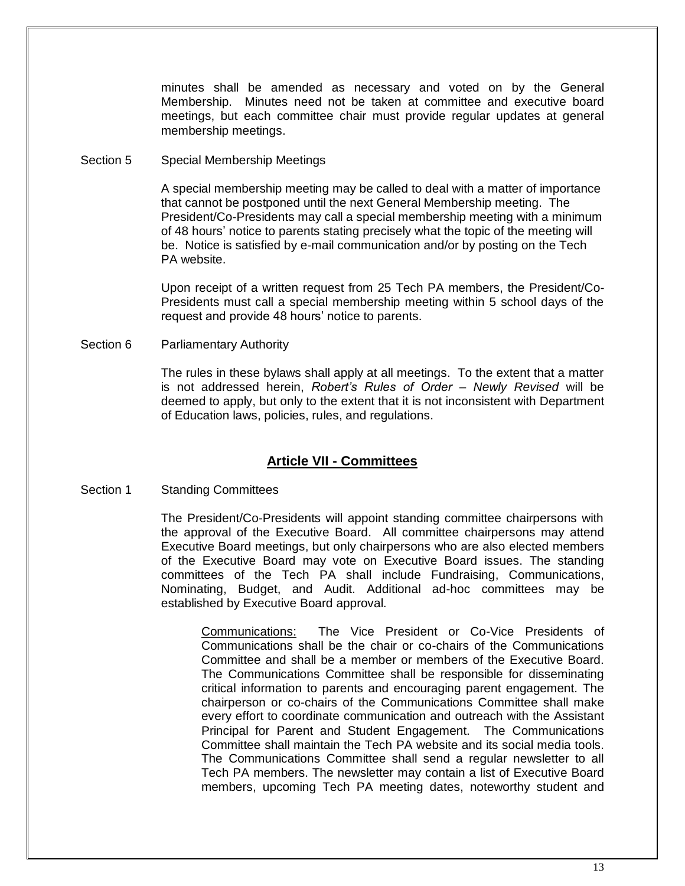minutes shall be amended as necessary and voted on by the General Membership. Minutes need not be taken at committee and executive board meetings, but each committee chair must provide regular updates at general membership meetings.

Section 5 Special Membership Meetings

A special membership meeting may be called to deal with a matter of importance that cannot be postponed until the next General Membership meeting. The President/Co-Presidents may call a special membership meeting with a minimum of 48 hours' notice to parents stating precisely what the topic of the meeting will be. Notice is satisfied by e-mail communication and/or by posting on the Tech PA website.

Upon receipt of a written request from 25 Tech PA members, the President/Co-Presidents must call a special membership meeting within 5 school days of the request and provide 48 hours' notice to parents.

Section 6 Parliamentary Authority

The rules in these bylaws shall apply at all meetings. To the extent that a matter is not addressed herein, *Robert's Rules of Order – Newly Revised* will be deemed to apply, but only to the extent that it is not inconsistent with Department of Education laws, policies, rules, and regulations.

## Article VII - Committees

Section 1 Standing Committees

The President/Co-Presidents will appoint standing committee chairpersons with the approval of the Executive Board. All committee chairpersons may attend Executive Board meetings, but only chairpersons who are also elected members of the Executive Board may vote on Executive Board issues. The standing committees of the Tech PA shall include Fundraising, Communications, Nominating, Budget, and Audit. Additional ad-hoc committees may be established by Executive Board approval.

Communications: The Vice President or Co-Vice Presidents of Communications shall be the chair or co-chairs of the Communications Committee and shall be a member or members of the Executive Board. The Communications Committee shall be responsible for disseminating critical information to parents and encouraging parent engagement. The chairperson or co-chairs of the Communications Committee shall make every effort to coordinate communication and outreach with the Assistant Principal for Parent and Student Engagement. The Communications Committee shall maintain the Tech PA website and its social media tools. The Communications Committee shall send a regular newsletter to all Tech PA members. The newsletter may contain a list of Executive Board members, upcoming Tech PA meeting dates, noteworthy student and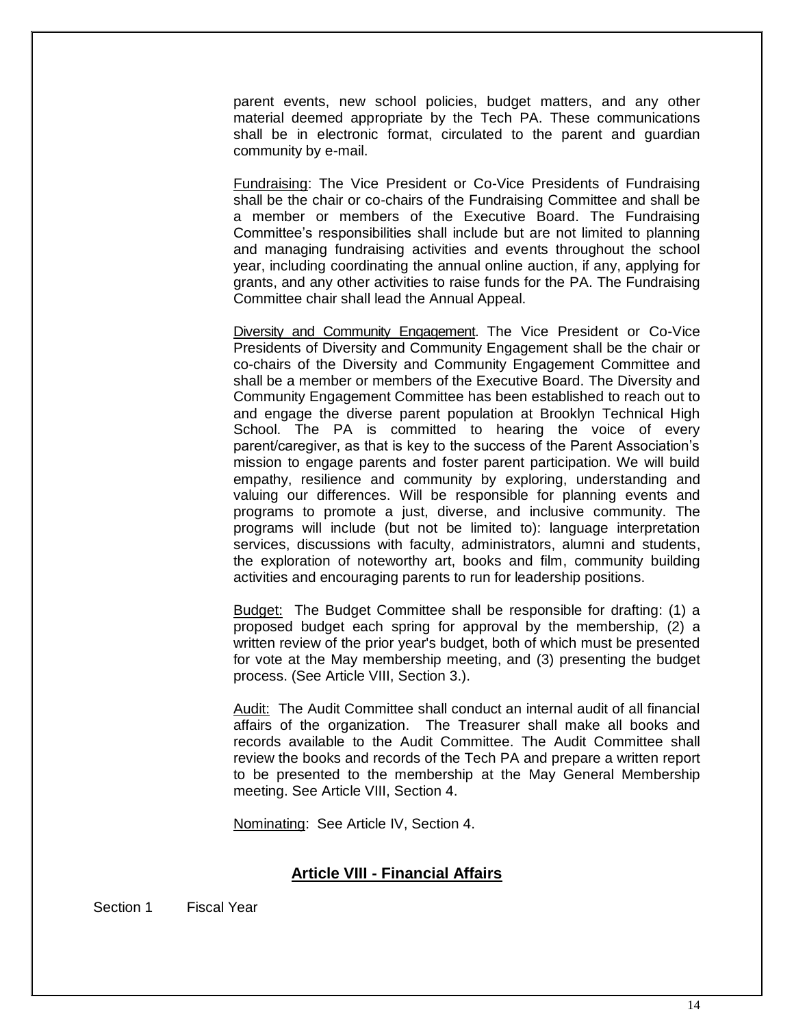parent events, new school policies, budget matters, and any other material deemed appropriate by the Tech PA. These communications shall be in electronic format, circulated to the parent and guardian community by e-mail.

Fundraising: The Vice President or Co-Vice Presidents of Fundraising shall be the chair or co-chairs of the Fundraising Committee and shall be a member or members of the Executive Board. The Fundraising Committee's responsibilities shall include but are not limited to planning and managing fundraising activities and events throughout the school year, including coordinating the annual online auction, if any, applying for grants, and any other activities to raise funds for the PA. The Fundraising Committee chair shall lead the Annual Appeal.

Diversity and Community Engagement. The Vice President or Co-Vice Presidents of Diversity and Community Engagement shall be the chair or co-chairs of the Diversity and Community Engagement Committee and shall be a member or members of the Executive Board. The Diversity and Community Engagement Committee has been established to reach out to and engage the diverse parent population at Brooklyn Technical High School. The PA is committed to hearing the voice of every parent/caregiver, as that is key to the success of the Parent Association's mission to engage parents and foster parent participation. We will build empathy, resilience and community by exploring, understanding and valuing our differences. Will be responsible for planning events and programs to promote a just, diverse, and inclusive community. The programs will include (but not be limited to): language interpretation services, discussions with faculty, administrators, alumni and students, the exploration of noteworthy art, books and film, community building activities and encouraging parents to run for leadership positions.

Budget: The Budget Committee shall be responsible for drafting: (1) a proposed budget each spring for approval by the membership, (2) a written review of the prior year's budget, both of which must be presented for vote at the May membership meeting, and (3) presenting the budget process. (See Article VIII, Section 3.).

Audit: The Audit Committee shall conduct an internal audit of all financial affairs of the organization. The Treasurer shall make all books and records available to the Audit Committee. The Audit Committee shall review the books and records of the Tech PA and prepare a written report to be presented to the membership at the May General Membership meeting. See Article VIII, Section 4.

Nominating: See Article IV, Section 4.

## Article VIII - Financial Affairs

Section 1 Fiscal Year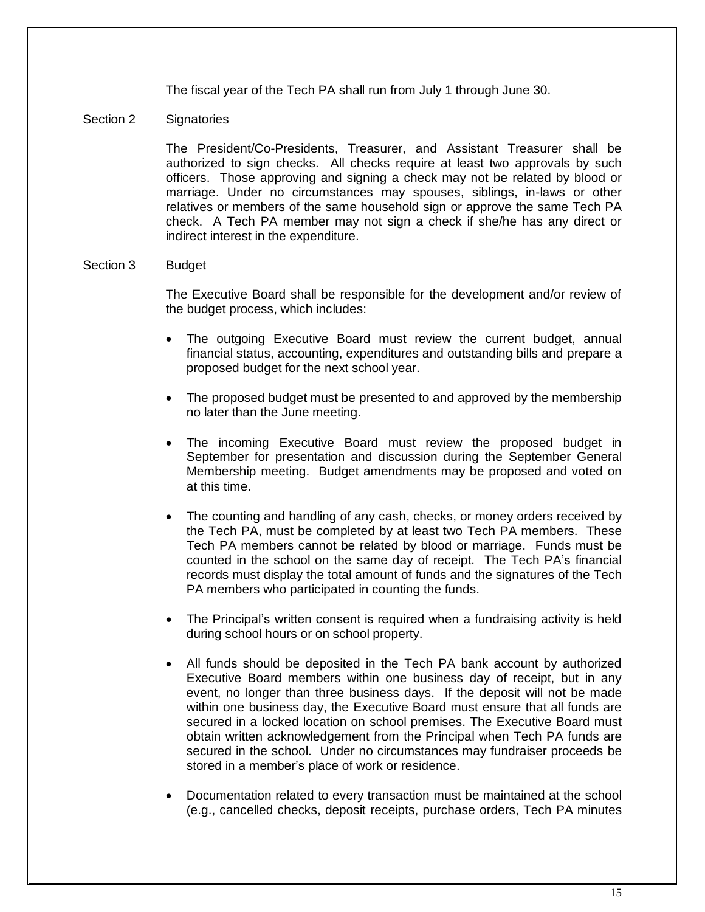The fiscal year of the Tech PA shall run from July 1 through June 30.

### Section 2 Signatories

The President/Co-Presidents, Treasurer, and Assistant Treasurer shall be authorized to sign checks. All checks require at least two approvals by such officers. Those approving and signing a check may not be related by blood or marriage. Under no circumstances may spouses, siblings, in-laws or other relatives or members of the same household sign or approve the same Tech PA check. A Tech PA member may not sign a check if she/he has any direct or indirect interest in the expenditure.

### Section 3 Budget

The Executive Board shall be responsible for the development and/or review of the budget process, which includes:

- The outgoing Executive Board must review the current budget, annual financial status, accounting, expenditures and outstanding bills and prepare a proposed budget for the next school year.
- The proposed budget must be presented to and approved by the membership no later than the June meeting.
- The incoming Executive Board must review the proposed budget in September for presentation and discussion during the September General Membership meeting. Budget amendments may be proposed and voted on at this time.
- The counting and handling of any cash, checks, or money orders received by the Tech PA, must be completed by at least two Tech PA members. These Tech PA members cannot be related by blood or marriage. Funds must be counted in the school on the same day of receipt. The Tech PA's financial records must display the total amount of funds and the signatures of the Tech PA members who participated in counting the funds.
- The Principal's written consent is required when a fundraising activity is held during school hours or on school property.
- All funds should be deposited in the Tech PA bank account by authorized Executive Board members within one business day of receipt, but in any event, no longer than three business days. If the deposit will not be made within one business day, the Executive Board must ensure that all funds are secured in a locked location on school premises. The Executive Board must obtain written acknowledgement from the Principal when Tech PA funds are secured in the school. Under no circumstances may fundraiser proceeds be stored in a member's place of work or residence.
- Documentation related to every transaction must be maintained at the school (e.g., cancelled checks, deposit receipts, purchase orders, Tech PA minutes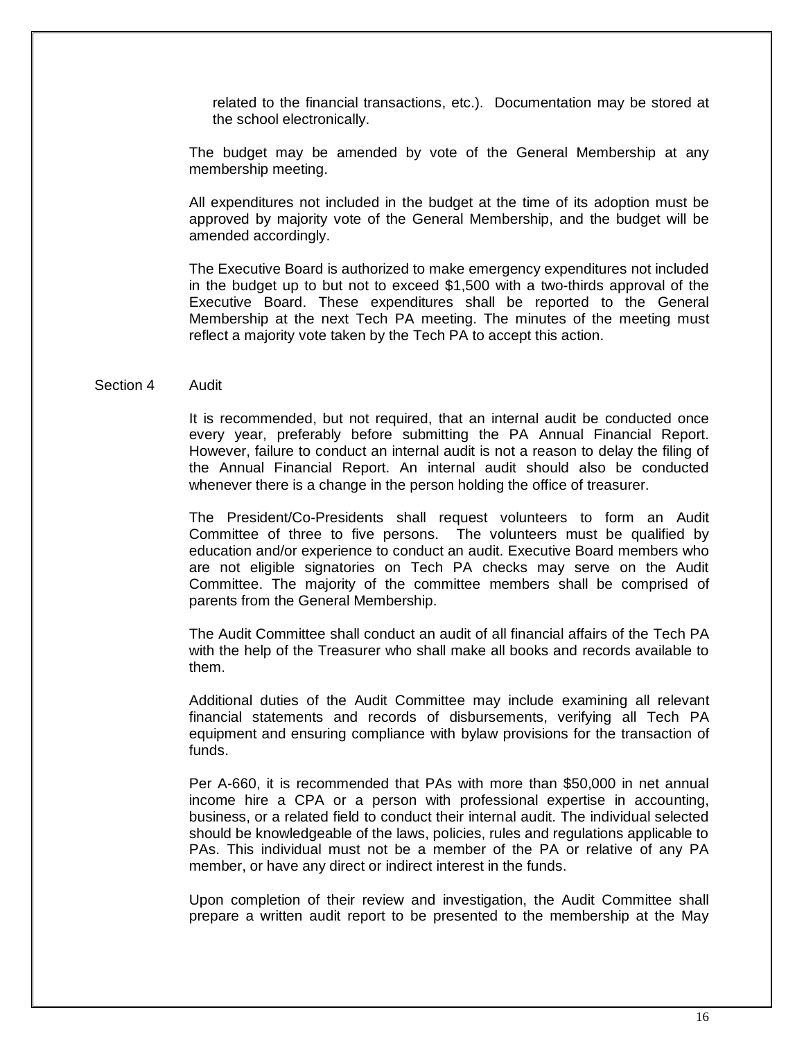related to the financial transactions, etc.). Documentation may be stored at the school electronically.

The budget may be amended by vote of the General Membership at any membership meeting.

All expenditures not included in the budget at the time of its adoption must be approved by majority vote of the General Membership, and the budget will be amended accordingly.

The Executive Board is authorized to make emergency expenditures not included in the budget up to but not to exceed $1,500 with a two-thirds approval of the Executive Board. These expenditures shall be reported to the General Membership at the next Tech PA meeting. The minutes of the meeting must reflect a majority vote taken by the Tech PA to accept this action.

### Section 4 Audit

It is recommended, but not required, that an internal audit be conducted once every year, preferably before submitting the PA Annual Financial Report. However, failure to conduct an internal audit is not a reason to delay the filing of the Annual Financial Report. An internal audit should also be conducted whenever there is a change in the person holding the office of treasurer.

The President/Co-Presidents shall request volunteers to form an Audit Committee of three to five persons. The volunteers must be qualified by education and/or experience to conduct an audit. Executive Board members who are not eligible signatories on Tech PA checks may serve on the Audit Committee. The majority of the committee members shall be comprised of parents from the General Membership.

The Audit Committee shall conduct an audit of all financial affairs of the Tech PA with the help of the Treasurer who shall make all books and records available to them.

Additional duties of the Audit Committee may include examining all relevant financial statements and records of disbursements, verifying all Tech PA equipment and ensuring compliance with bylaw provisions for the transaction of funds.

Per A-660, it is recommended that PAs with more than $50,000 in net annual income hire a CPA or a person with professional expertise in accounting, business, or a related field to conduct their internal audit. The individual selected should be knowledgeable of the laws, policies, rules and regulations applicable to PAs. This individual must not be a member of the PA or relative of any PA member, or have any direct or indirect interest in the funds.

Upon completion of their review and investigation, the Audit Committee shall prepare a written audit report to be presented to the membership at the May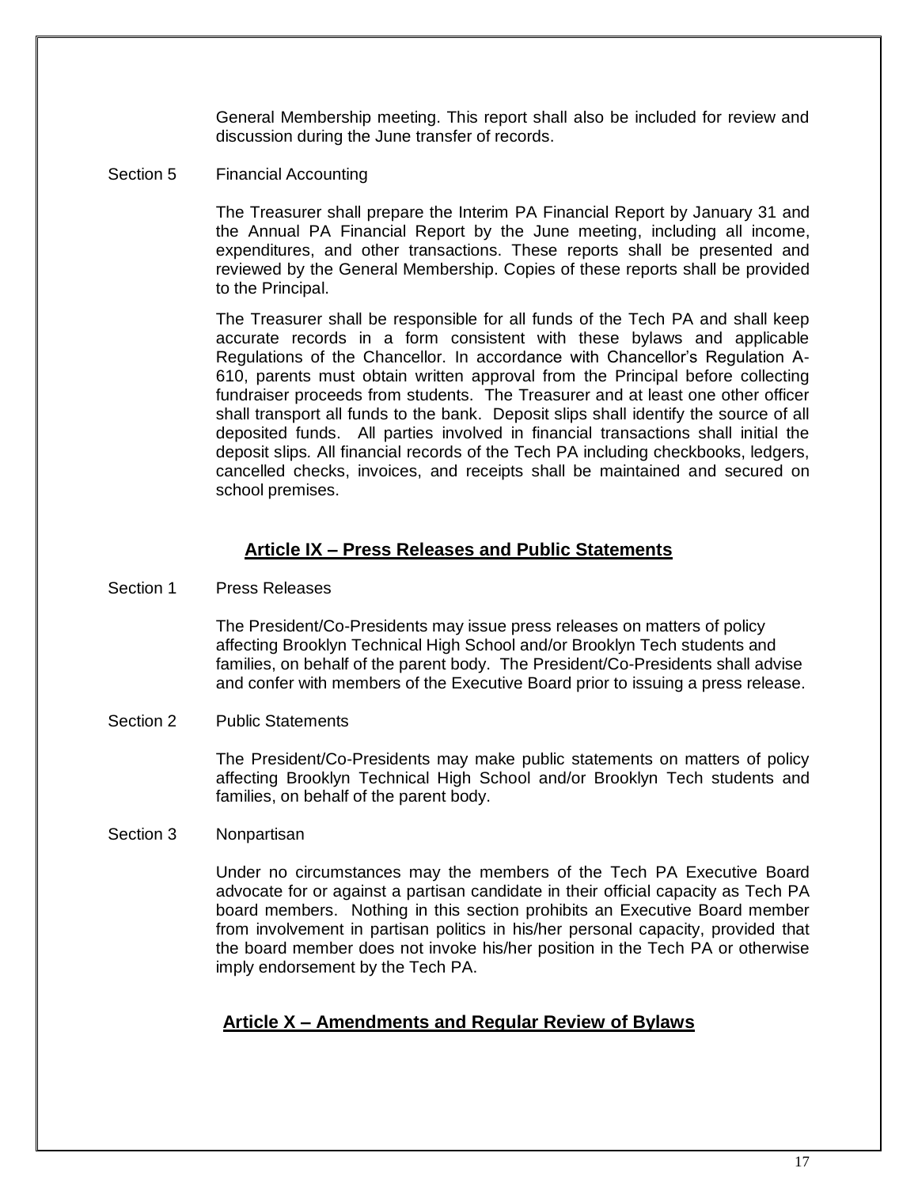General Membership meeting. This report shall also be included for review and discussion during the June transfer of records.

Section 5 Financial Accounting

The Treasurer shall prepare the Interim PA Financial Report by January 31 and the Annual PA Financial Report by the June meeting, including all income, expenditures, and other transactions. These reports shall be presented and reviewed by the General Membership. Copies of these reports shall be provided to the Principal.

The Treasurer shall be responsible for all funds of the Tech PA and shall keep accurate records in a form consistent with these bylaws and applicable Regulations of the Chancellor. In accordance with Chancellor's Regulation A-610, parents must obtain written approval from the Principal before collecting fundraiser proceeds from students. The Treasurer and at least one other officer shall transport all funds to the bank. Deposit slips shall identify the source of all deposited funds. All parties involved in financial transactions shall initial the deposit slips. All financial records of the Tech PA including checkbooks, ledgers, cancelled checks, invoices, and receipts shall be maintained and secured on school premises.

## Article IX – Press Releases and Public Statements

Section 1 Press Releases

The President/Co-Presidents may issue press releases on matters of policy affecting Brooklyn Technical High School and/or Brooklyn Tech students and families, on behalf of the parent body. The President/Co-Presidents shall advise and confer with members of the Executive Board prior to issuing a press release.

Section 2 Public Statements

The President/Co-Presidents may make public statements on matters of policy affecting Brooklyn Technical High School and/or Brooklyn Tech students and families, on behalf of the parent body.

Section 3 Nonpartisan

Under no circumstances may the members of the Tech PA Executive Board advocate for or against a partisan candidate in their official capacity as Tech PA board members. Nothing in this section prohibits an Executive Board member from involvement in partisan politics in his/her personal capacity, provided that the board member does not invoke his/her position in the Tech PA or otherwise imply endorsement by the Tech PA.

## Article X – Amendments and Regular Review of Bylaws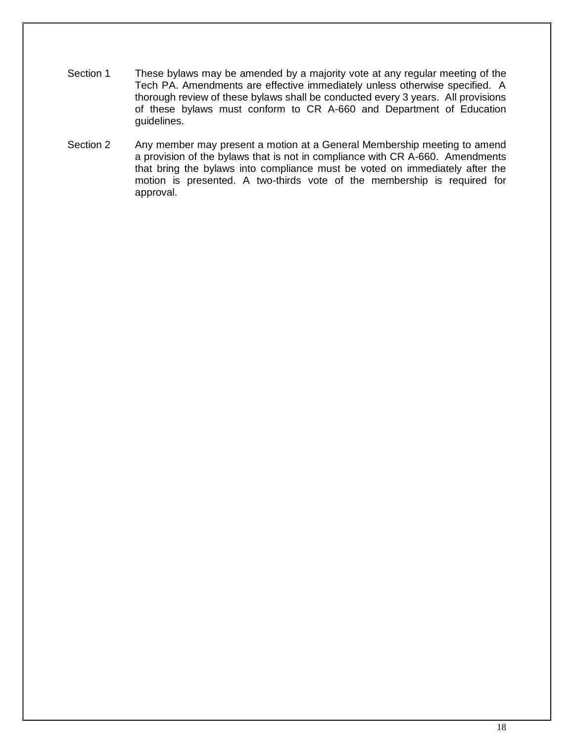Section 1 These bylaws may be amended by a majority vote at any regular meeting of the Tech PA. Amendments are effective immediately unless otherwise specified. A thorough review of these bylaws shall be conducted every 3 years. All provisions of these bylaws must conform to CR A-660 and Department of Education guidelines.

Section 2 Any member may present a motion at a General Membership meeting to amend a provision of the bylaws that is not in compliance with CR A-660. Amendments that bring the bylaws into compliance must be voted on immediately after the motion is presented. A two-thirds vote of the membership is required for approval.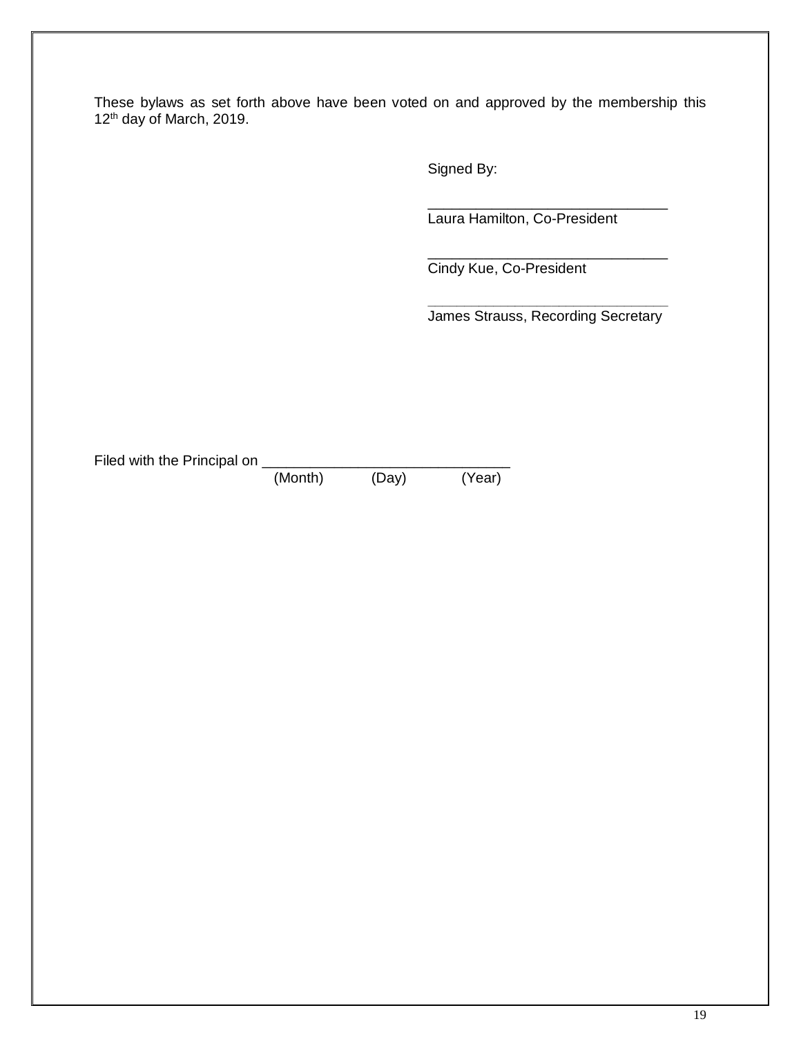These bylaws as set forth above have been voted on and approved by the membership this 12th day of March, 2019.

Signed By:

______________________________
Laura Hamilton, Co-President

______________________________
Cindy Kue, Co-President

______________________________
James Strauss, Recording Secretary

Filed with the Principal on ______________________________
(Month) (Day) (Year)